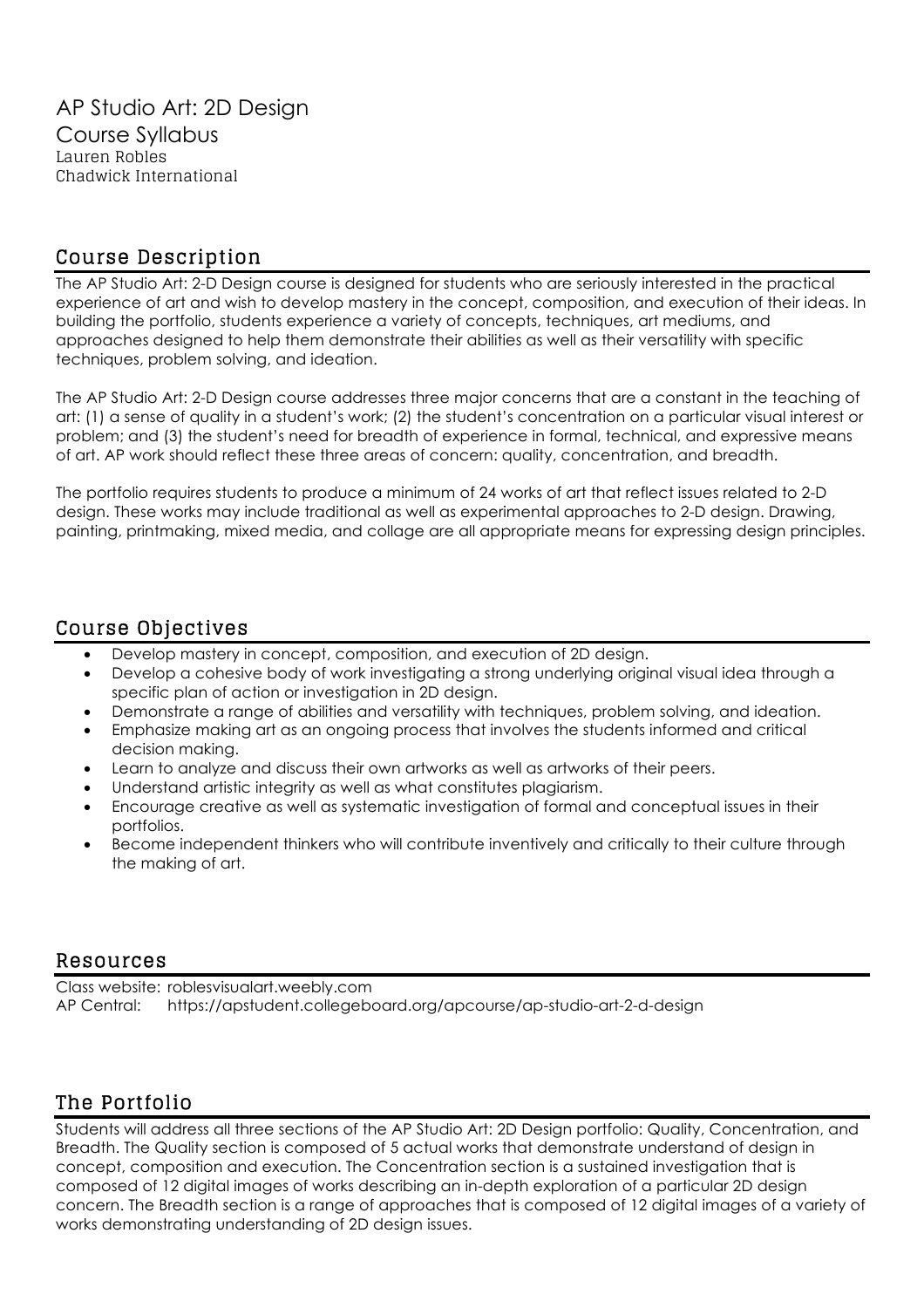# AP Studio Art: 2D Design

## Course Syllabus

Lauren Robles
Chadwick International

## Course Description

The AP Studio Art: 2-D Design course is designed for students who are seriously interested in the practical experience of art and wish to develop mastery in the concept, composition, and execution of their ideas. In building the portfolio, students experience a variety of concepts, techniques, art mediums, and approaches designed to help them demonstrate their abilities as well as their versatility with specific techniques, problem solving, and ideation.

The AP Studio Art: 2-D Design course addresses three major concerns that are a constant in the teaching of art: (1) a sense of quality in a student's work; (2) the student's concentration on a particular visual interest or problem; and (3) the student's need for breadth of experience in formal, technical, and expressive means of art. AP work should reflect these three areas of concern: quality, concentration, and breadth.

The portfolio requires students to produce a minimum of 24 works of art that reflect issues related to 2-D design. These works may include traditional as well as experimental approaches to 2-D design. Drawing, painting, printmaking, mixed media, and collage are all appropriate means for expressing design principles.

## Course Objectives

- Develop mastery in concept, composition, and execution of 2D design.
- Develop a cohesive body of work investigating a strong underlying original visual idea through a specific plan of action or investigation in 2D design.
- Demonstrate a range of abilities and versatility with techniques, problem solving, and ideation.
- Emphasize making art as an ongoing process that involves the students informed and critical decision making.
- Learn to analyze and discuss their own artworks as well as artworks of their peers.
- Understand artistic integrity as well as what constitutes plagiarism.
- Encourage creative as well as systematic investigation of formal and conceptual issues in their portfolios.
- Become independent thinkers who will contribute inventively and critically to their culture through the making of art.

## Resources

Class website: roblesvisualart.weebly.com
AP Central: https://apstudent.collegeboard.org/apcourse/ap-studio-art-2-d-design

## The Portfolio

Students will address all three sections of the AP Studio Art: 2D Design portfolio: Quality, Concentration, and Breadth. The Quality section is composed of 5 actual works that demonstrate understand of design in concept, composition and execution. The Concentration section is a sustained investigation that is composed of 12 digital images of works describing an in-depth exploration of a particular 2D design concern. The Breadth section is a range of approaches that is composed of 12 digital images of a variety of works demonstrating understanding of 2D design issues.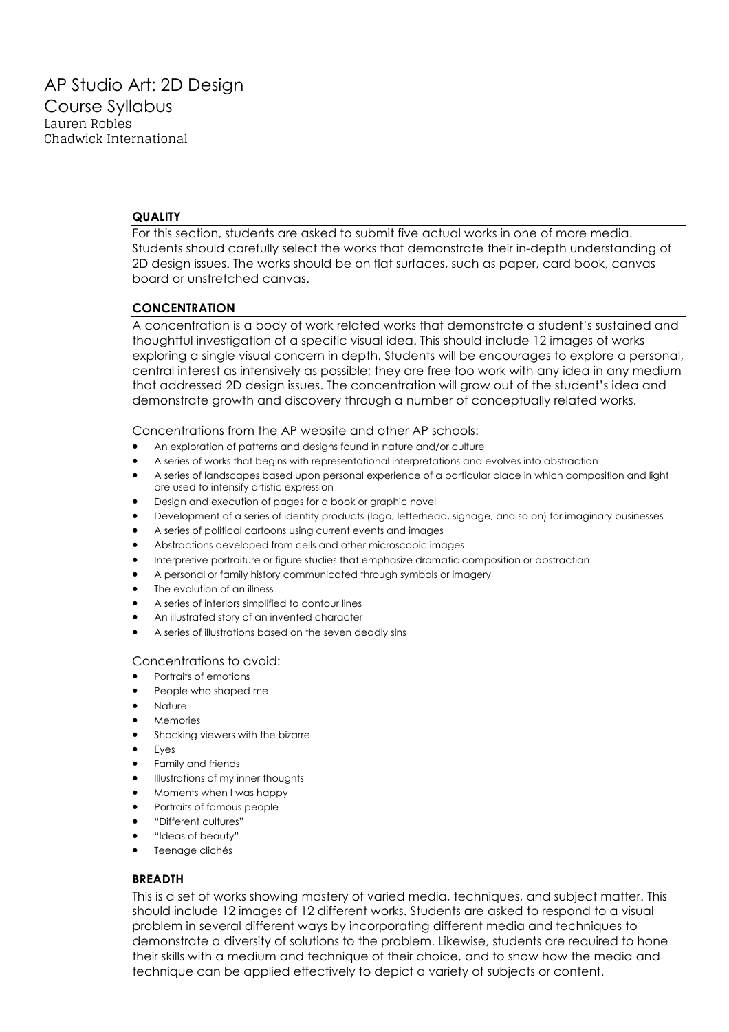# AP Studio Art: 2D Design

## Course Syllabus

Lauren Robles
Chadwick International

### QUALITY

For this section, students are asked to submit five actual works in one of more media. Students should carefully select the works that demonstrate their in-depth understanding of 2D design issues. The works should be on flat surfaces, such as paper, card book, canvas board or unstretched canvas.

### CONCENTRATION

A concentration is a body of work related works that demonstrate a student's sustained and thoughtful investigation of a specific visual idea. This should include 12 images of works exploring a single visual concern in depth. Students will be encourages to explore a personal, central interest as intensively as possible; they are free too work with any idea in any medium that addressed 2D design issues. The concentration will grow out of the student's idea and demonstrate growth and discovery through a number of conceptually related works.

Concentrations from the AP website and other AP schools:

- An exploration of patterns and designs found in nature and/or culture
- A series of works that begins with representational interpretations and evolves into abstraction
- A series of landscapes based upon personal experience of a particular place in which composition and light are used to intensify artistic expression
- Design and execution of pages for a book or graphic novel
- Development of a series of identity products (logo, letterhead, signage, and so on) for imaginary businesses
- A series of political cartoons using current events and images
- Abstractions developed from cells and other microscopic images
- Interpretive portraiture or figure studies that emphasize dramatic composition or abstraction
- A personal or family history communicated through symbols or imagery
- The evolution of an illness
- A series of interiors simplified to contour lines
- An illustrated story of an invented character
- A series of illustrations based on the seven deadly sins

Concentrations to avoid:

- Portraits of emotions
- People who shaped me
- Nature
- Memories
- Shocking viewers with the bizarre
- Eyes
- Family and friends
- Illustrations of my inner thoughts
- Moments when I was happy
- Portraits of famous people
- "Different cultures"
- "Ideas of beauty"
- Teenage clichés

### BREADTH

This is a set of works showing mastery of varied media, techniques, and subject matter. This should include 12 images of 12 different works. Students are asked to respond to a visual problem in several different ways by incorporating different media and techniques to demonstrate a diversity of solutions to the problem. Likewise, students are required to hone their skills with a medium and technique of their choice, and to show how the media and technique can be applied effectively to depict a variety of subjects or content.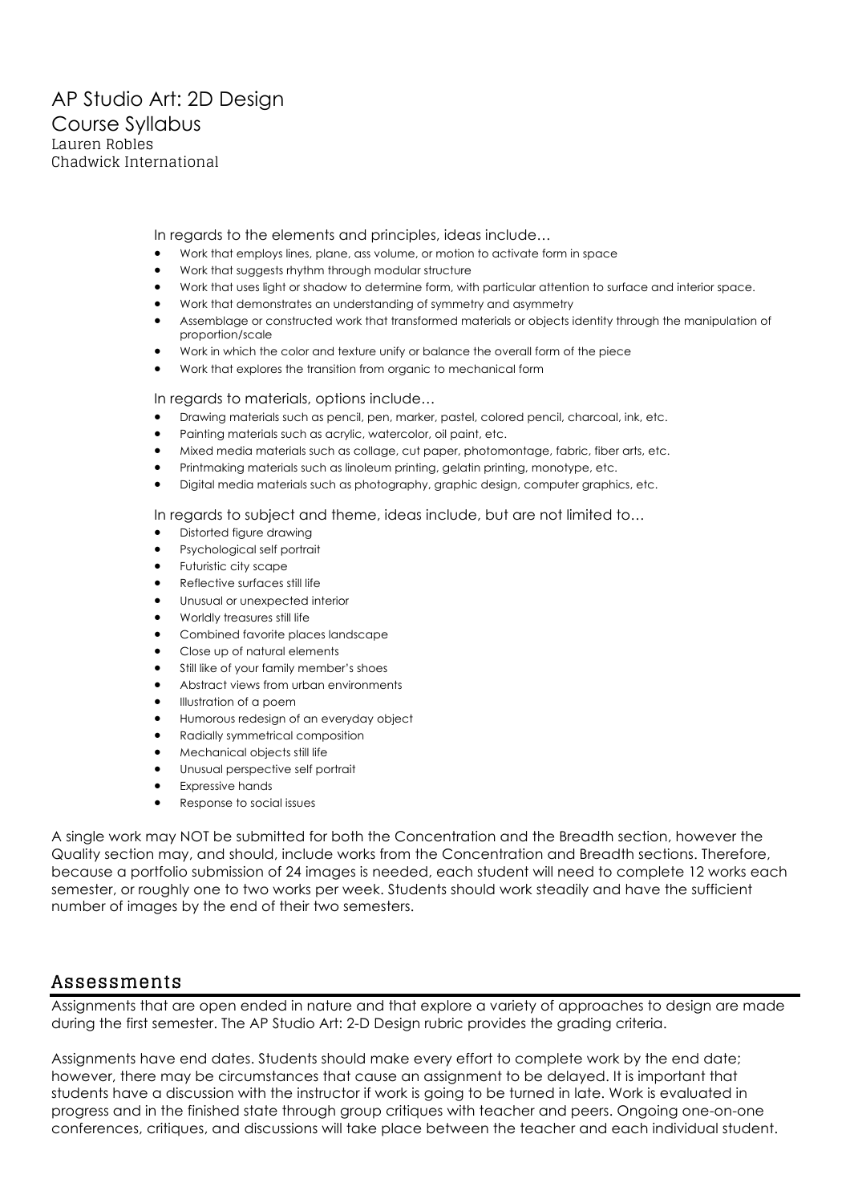# AP Studio Art: 2D Design

## Course Syllabus

Lauren Robles
Chadwick International

In regards to the elements and principles, ideas include…

- Work that employs lines, plane, ass volume, or motion to activate form in space
- Work that suggests rhythm through modular structure
- Work that uses light or shadow to determine form, with particular attention to surface and interior space.
- Work that demonstrates an understanding of symmetry and asymmetry
- Assemblage or constructed work that transformed materials or objects identity through the manipulation of proportion/scale
- Work in which the color and texture unify or balance the overall form of the piece
- Work that explores the transition from organic to mechanical form

In regards to materials, options include…

- Drawing materials such as pencil, pen, marker, pastel, colored pencil, charcoal, ink, etc.
- Painting materials such as acrylic, watercolor, oil paint, etc.
- Mixed media materials such as collage, cut paper, photomontage, fabric, fiber arts, etc.
- Printmaking materials such as linoleum printing, gelatin printing, monotype, etc.
- Digital media materials such as photography, graphic design, computer graphics, etc.

In regards to subject and theme, ideas include, but are not limited to…

- Distorted figure drawing
- Psychological self portrait
- Futuristic city scape
- Reflective surfaces still life
- Unusual or unexpected interior
- Worldly treasures still life
- Combined favorite places landscape
- Close up of natural elements
- Still like of your family member's shoes
- Abstract views from urban environments
- Illustration of a poem
- Humorous redesign of an everyday object
- Radially symmetrical composition
- Mechanical objects still life
- Unusual perspective self portrait
- Expressive hands
- Response to social issues

A single work may NOT be submitted for both the Concentration and the Breadth section, however the Quality section may, and should, include works from the Concentration and Breadth sections. Therefore, because a portfolio submission of 24 images is needed, each student will need to complete 12 works each semester, or roughly one to two works per week. Students should work steadily and have the sufficient number of images by the end of their two semesters.

## Assessments

Assignments that are open ended in nature and that explore a variety of approaches to design are made during the first semester. The AP Studio Art: 2-D Design rubric provides the grading criteria.

Assignments have end dates. Students should make every effort to complete work by the end date; however, there may be circumstances that cause an assignment to be delayed. It is important that students have a discussion with the instructor if work is going to be turned in late. Work is evaluated in progress and in the finished state through group critiques with teacher and peers. Ongoing one-on-one conferences, critiques, and discussions will take place between the teacher and each individual student.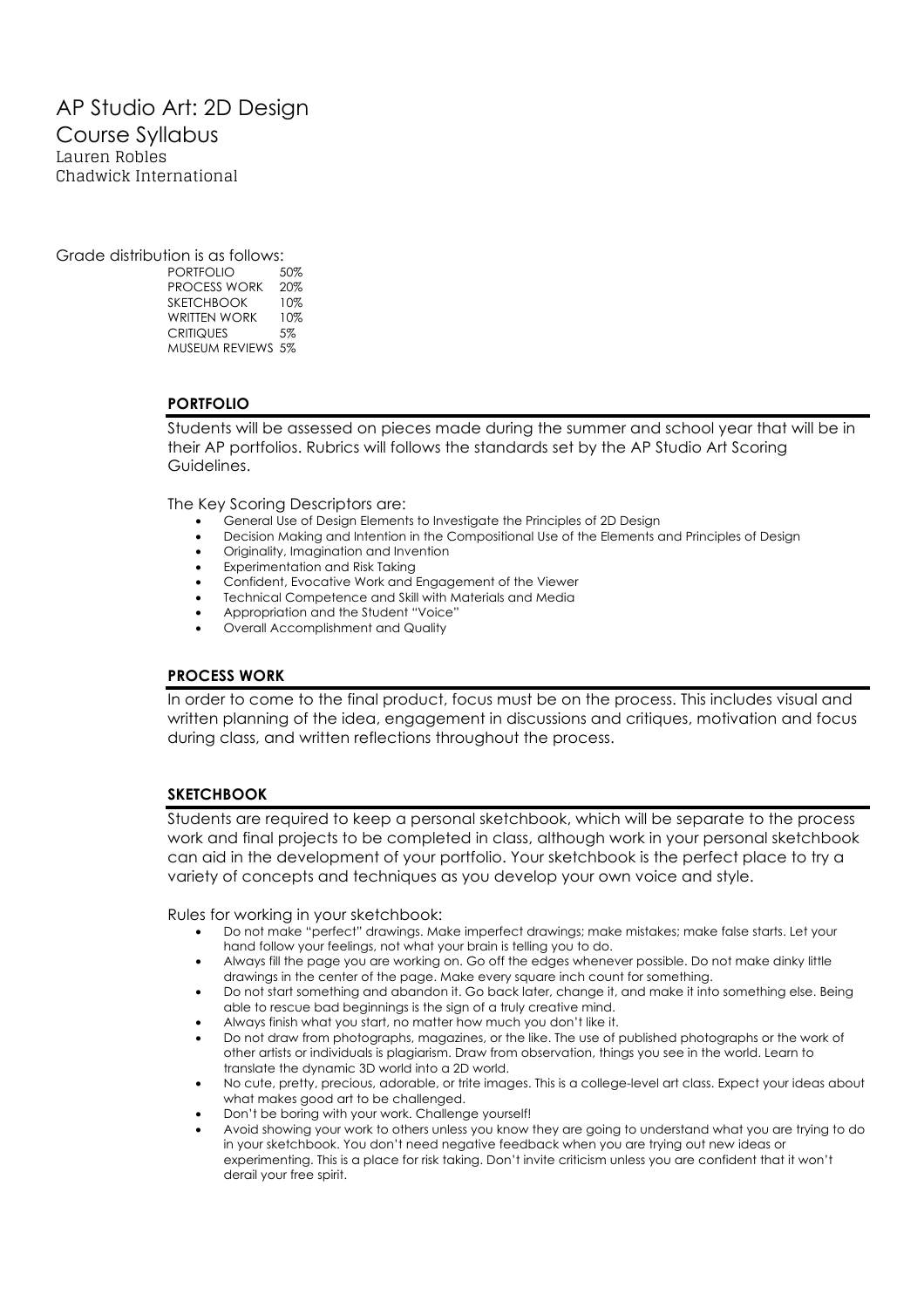# AP Studio Art: 2D Design

## Course Syllabus

Lauren Robles
Chadwick International

Grade distribution is as follows:

| | |
|---|---|
| PORTFOLIO | 50% |
| PROCESS WORK | 20% |
| SKETCHBOOK | 10% |
| WRITTEN WORK | 10% |
| CRITIQUES | 5% |
| MUSEUM REVIEWS | 5% |

### PORTFOLIO

Students will be assessed on pieces made during the summer and school year that will be in their AP portfolios. Rubrics will follows the standards set by the AP Studio Art Scoring Guidelines.

The Key Scoring Descriptors are:

- General Use of Design Elements to Investigate the Principles of 2D Design
- Decision Making and Intention in the Compositional Use of the Elements and Principles of Design
- Originality, Imagination and Invention
- Experimentation and Risk Taking
- Confident, Evocative Work and Engagement of the Viewer
- Technical Competence and Skill with Materials and Media
- Appropriation and the Student "Voice"
- Overall Accomplishment and Quality

### PROCESS WORK

In order to come to the final product, focus must be on the process. This includes visual and written planning of the idea, engagement in discussions and critiques, motivation and focus during class, and written reflections throughout the process.

### SKETCHBOOK

Students are required to keep a personal sketchbook, which will be separate to the process work and final projects to be completed in class, although work in your personal sketchbook can aid in the development of your portfolio. Your sketchbook is the perfect place to try a variety of concepts and techniques as you develop your own voice and style.

Rules for working in your sketchbook:

- Do not make "perfect" drawings. Make imperfect drawings; make mistakes; make false starts. Let your hand follow your feelings, not what your brain is telling you to do.
- Always fill the page you are working on. Go off the edges whenever possible. Do not make dinky little drawings in the center of the page. Make every square inch count for something.
- Do not start something and abandon it. Go back later, change it, and make it into something else. Being able to rescue bad beginnings is the sign of a truly creative mind.
- Always finish what you start, no matter how much you don't like it.
- Do not draw from photographs, magazines, or the like. The use of published photographs or the work of other artists or individuals is plagiarism. Draw from observation, things you see in the world. Learn to translate the dynamic 3D world into a 2D world.
- No cute, pretty, precious, adorable, or trite images. This is a college-level art class. Expect your ideas about what makes good art to be challenged.
- Don't be boring with your work. Challenge yourself!
- Avoid showing your work to others unless you know they are going to understand what you are trying to do in your sketchbook. You don't need negative feedback when you are trying out new ideas or experimenting. This is a place for risk taking. Don't invite criticism unless you are confident that it won't derail your free spirit.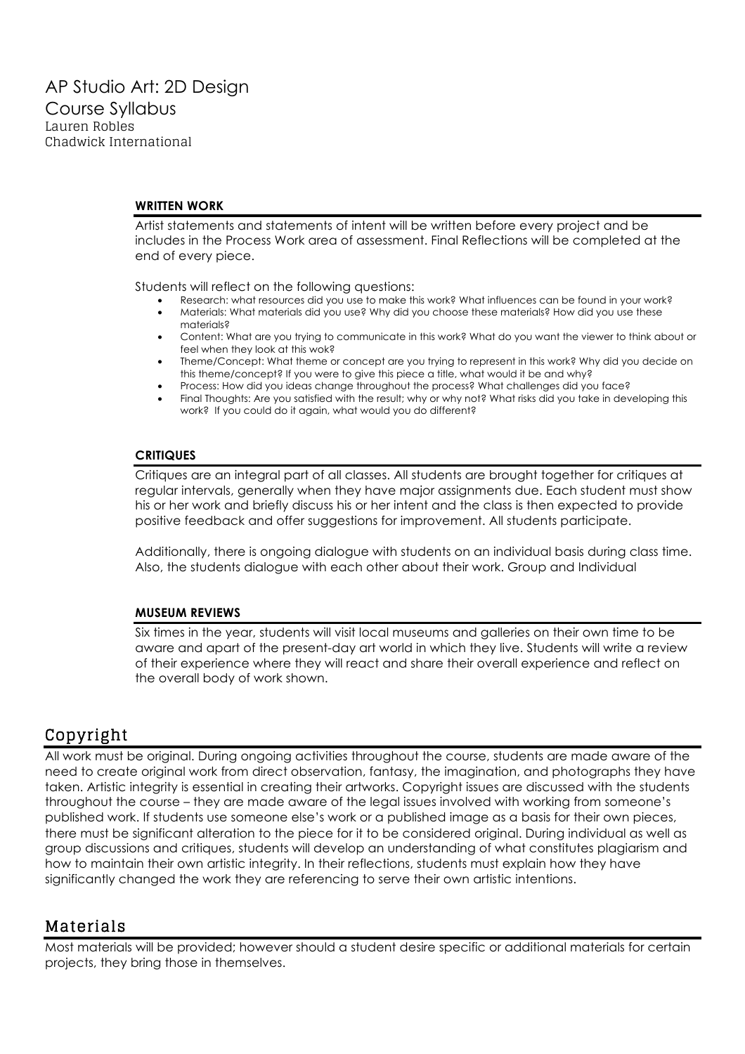# AP Studio Art: 2D Design

## Course Syllabus

Lauren Robles
Chadwick International

#### WRITTEN WORK

Artist statements and statements of intent will be written before every project and be includes in the Process Work area of assessment. Final Reflections will be completed at the end of every piece.

Students will reflect on the following questions:

- Research: what resources did you use to make this work? What influences can be found in your work?
- Materials: What materials did you use? Why did you choose these materials? How did you use these materials?
- Content: What are you trying to communicate in this work? What do you want the viewer to think about or feel when they look at this wok?
- Theme/Concept: What theme or concept are you trying to represent in this work? Why did you decide on this theme/concept? If you were to give this piece a title, what would it be and why?
- Process: How did you ideas change throughout the process? What challenges did you face?
- Final Thoughts: Are you satisfied with the result; why or why not? What risks did you take in developing this work? If you could do it again, what would you do different?

#### CRITIQUES

Critiques are an integral part of all classes. All students are brought together for critiques at regular intervals, generally when they have major assignments due. Each student must show his or her work and briefly discuss his or her intent and the class is then expected to provide positive feedback and offer suggestions for improvement. All students participate.

Additionally, there is ongoing dialogue with students on an individual basis during class time. Also, the students dialogue with each other about their work. Group and Individual

#### MUSEUM REVIEWS

Six times in the year, students will visit local museums and galleries on their own time to be aware and apart of the present-day art world in which they live. Students will write a review of their experience where they will react and share their overall experience and reflect on the overall body of work shown.

## Copyright

All work must be original. During ongoing activities throughout the course, students are made aware of the need to create original work from direct observation, fantasy, the imagination, and photographs they have taken. Artistic integrity is essential in creating their artworks. Copyright issues are discussed with the students throughout the course – they are made aware of the legal issues involved with working from someone's published work. If students use someone else's work or a published image as a basis for their own pieces, there must be significant alteration to the piece for it to be considered original. During individual as well as group discussions and critiques, students will develop an understanding of what constitutes plagiarism and how to maintain their own artistic integrity. In their reflections, students must explain how they have significantly changed the work they are referencing to serve their own artistic intentions.

## Materials

Most materials will be provided; however should a student desire specific or additional materials for certain projects, they bring those in themselves.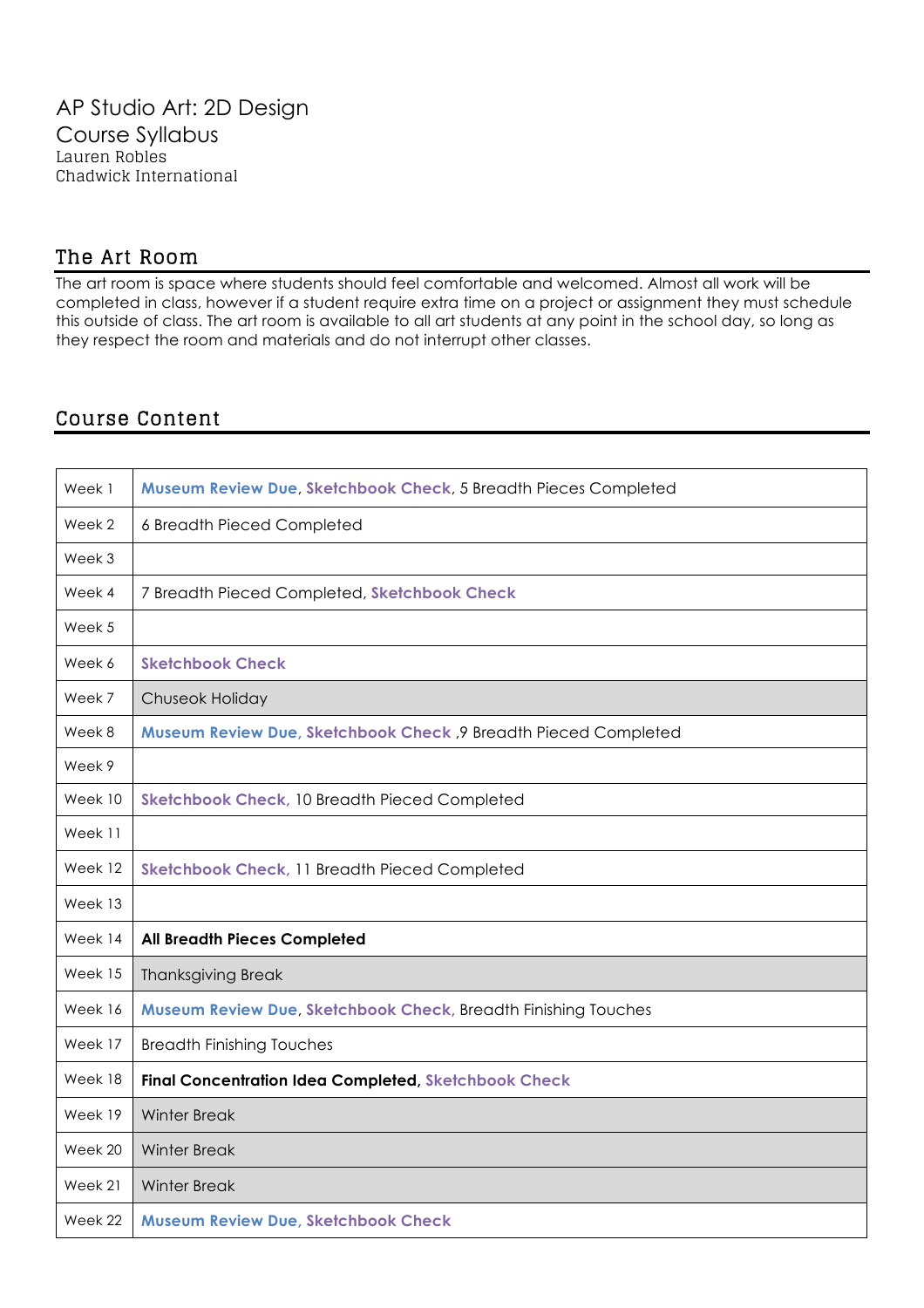# AP Studio Art: 2D Design

## Course Syllabus

Lauren Robles
Chadwick International

## The Art Room

The art room is space where students should feel comfortable and welcomed. Almost all work will be completed in class, however if a student require extra time on a project or assignment they must schedule this outside of class. The art room is available to all art students at any point in the school day, so long as they respect the room and materials and do not interrupt other classes.

## Course Content

| | |
|---|---|
| Week 1 | **Museum Review Due**, **Sketchbook Check**, 5 Breadth Pieces Completed |
| Week 2 | 6 Breadth Pieced Completed |
| Week 3 | |
| Week 4 | 7 Breadth Pieced Completed, **Sketchbook Check** |
| Week 5 | |
| Week 6 | **Sketchbook Check** |
| Week 7 | Chuseok Holiday |
| Week 8 | **Museum Review Due, Sketchbook Check** ,9 Breadth Pieced Completed |
| Week 9 | |
| Week 10 | **Sketchbook Check,** 10 Breadth Pieced Completed |
| Week 11 | |
| Week 12 | **Sketchbook Check,** 11 Breadth Pieced Completed |
| Week 13 | |
| Week 14 | **All Breadth Pieces Completed** |
| Week 15 | Thanksgiving Break |
| Week 16 | **Museum Review Due**, **Sketchbook Check,** Breadth Finishing Touches |
| Week 17 | Breadth Finishing Touches |
| Week 18 | **Final Concentration Idea Completed, Sketchbook Check** |
| Week 19 | Winter Break |
| Week 20 | Winter Break |
| Week 21 | Winter Break |
| Week 22 | **Museum Review Due, Sketchbook Check** |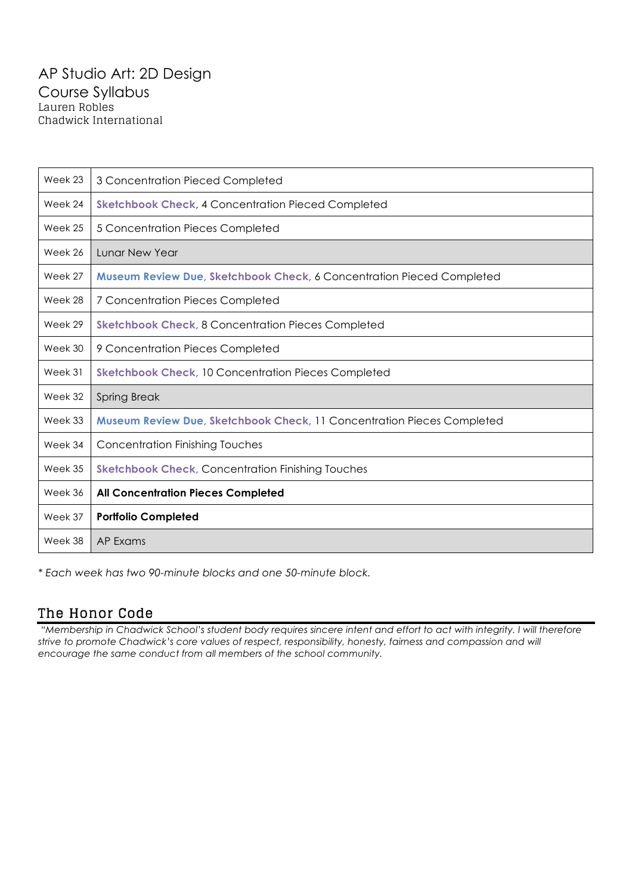# AP Studio Art: 2D Design

## Course Syllabus

Lauren Robles
Chadwick International

| | |
|---|---|
| Week 23 | 3 Concentration Pieced Completed |
| Week 24 | **Sketchbook Check**, 4 Concentration Pieced Completed |
| Week 25 | 5 Concentration Pieces Completed |
| Week 26 | Lunar New Year |
| Week 27 | **Museum Review Due, Sketchbook Check,** 6 Concentration Pieced Completed |
| Week 28 | 7 Concentration Pieces Completed |
| Week 29 | **Sketchbook Check,** 8 Concentration Pieces Completed |
| Week 30 | 9 Concentration Pieces Completed |
| Week 31 | **Sketchbook Check,** 10 Concentration Pieces Completed |
| Week 32 | Spring Break |
| Week 33 | **Museum Review Due, Sketchbook Check,** 11 Concentration Pieces Completed |
| Week 34 | Concentration Finishing Touches |
| Week 35 | **Sketchbook Check,** Concentration Finishing Touches |
| Week 36 | **All Concentration Pieces Completed** |
| Week 37 | **Portfolio Completed** |
| Week 38 | AP Exams |

*\* Each week has two 90-minute blocks and one 50-minute block.*

## The Honor Code

*"Membership in Chadwick School's student body requires sincere intent and effort to act with integrity. I will therefore strive to promote Chadwick's core values of respect, responsibility, honesty, fairness and compassion and will encourage the same conduct from all members of the school community.*